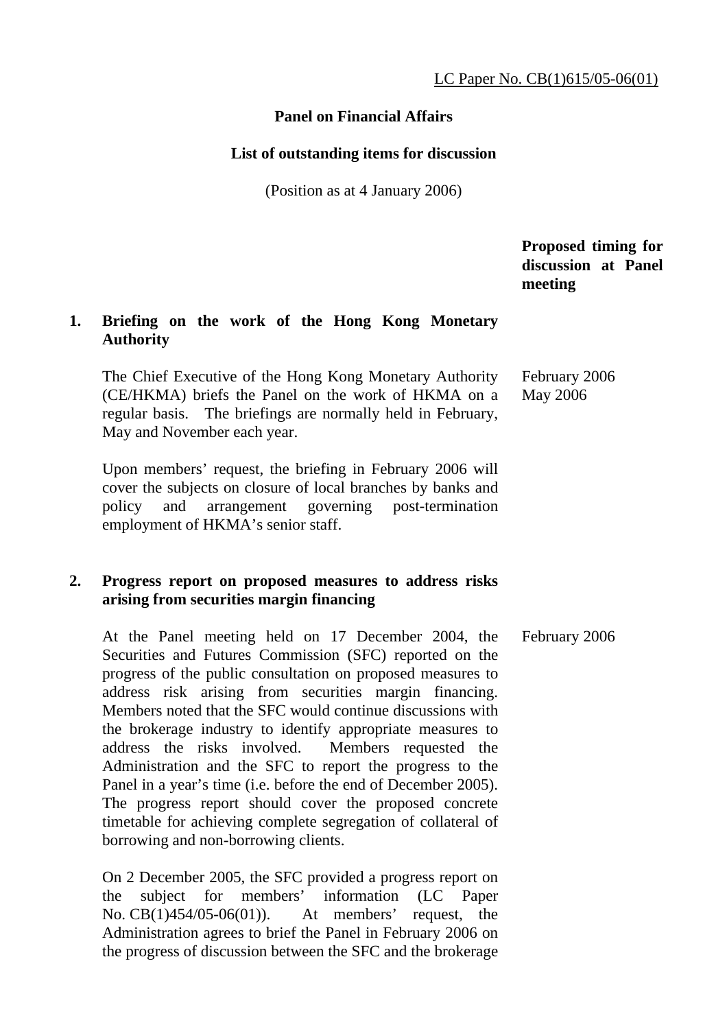LC Paper No. CB(1)615/05-06(01)

**Panel on Financial Affairs**

**List of outstanding items for discussion**

(Position as at 4 January 2006)

| | | Proposed timing for discussion at Panel meeting |
|---|---|---|
| **1.** | **Briefing on the work of the Hong Kong Monetary Authority** | |
| | The Chief Executive of the Hong Kong Monetary Authority (CE/HKMA) briefs the Panel on the work of HKMA on a regular basis. The briefings are normally held in February, May and November each year. | February 2006<br>May 2006 |
| | Upon members' request, the briefing in February 2006 will cover the subjects on closure of local branches by banks and policy and arrangement governing post-termination employment of HKMA's senior staff. | |
| **2.** | **Progress report on proposed measures to address risks arising from securities margin financing** | |
| | At the Panel meeting held on 17 December 2004, the Securities and Futures Commission (SFC) reported on the progress of the public consultation on proposed measures to address risk arising from securities margin financing. Members noted that the SFC would continue discussions with the brokerage industry to identify appropriate measures to address the risks involved. Members requested the Administration and the SFC to report the progress to the Panel in a year's time (i.e. before the end of December 2005). The progress report should cover the proposed concrete timetable for achieving complete segregation of collateral of borrowing and non-borrowing clients. | February 2006 |
| | On 2 December 2005, the SFC provided a progress report on the subject for members' information (LC Paper No. CB(1)454/05-06(01)). At members' request, the Administration agrees to brief the Panel in February 2006 on the progress of discussion between the SFC and the brokerage | |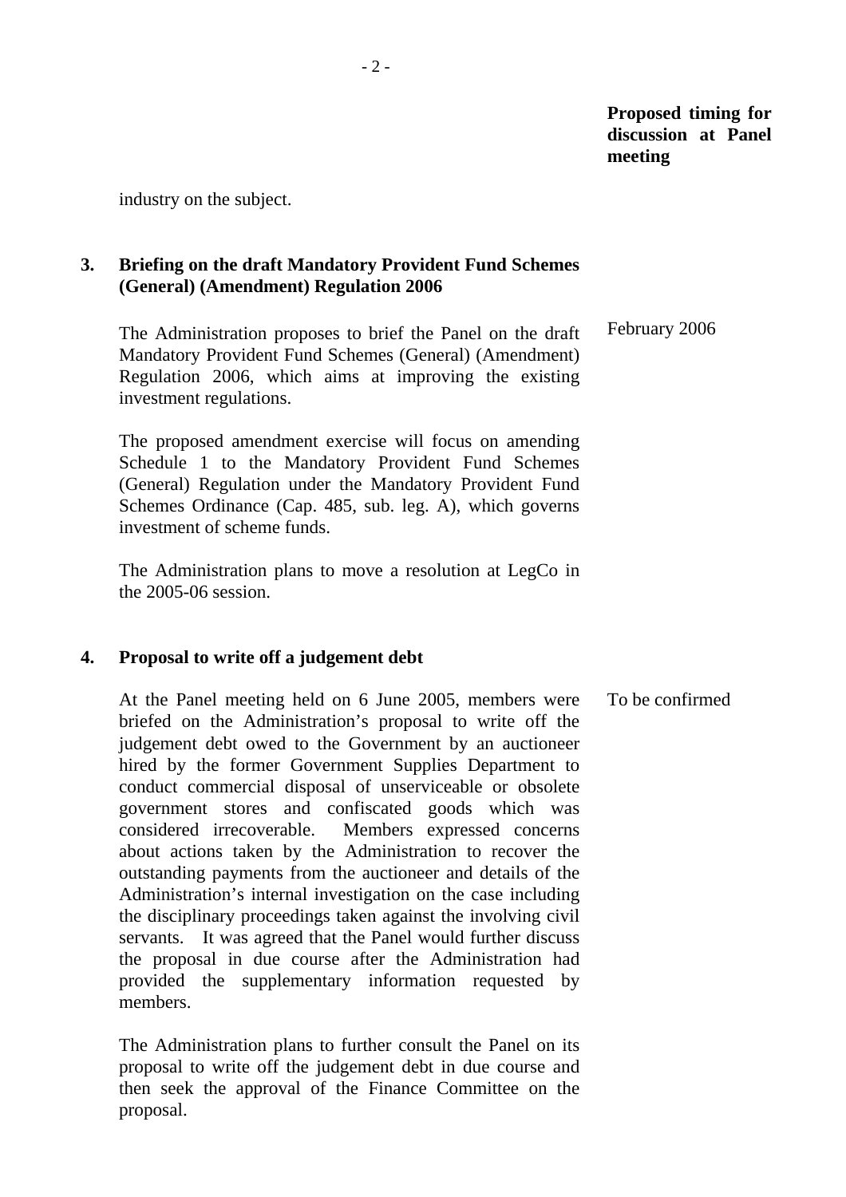**Proposed timing for discussion at Panel meeting**

industry on the subject.

**3. Briefing on the draft Mandatory Provident Fund Schemes (General) (Amendment) Regulation 2006**

The Administration proposes to brief the Panel on the draft Mandatory Provident Fund Schemes (General) (Amendment) Regulation 2006, which aims at improving the existing investment regulations. — February 2006

The proposed amendment exercise will focus on amending Schedule 1 to the Mandatory Provident Fund Schemes (General) Regulation under the Mandatory Provident Fund Schemes Ordinance (Cap. 485, sub. leg. A), which governs investment of scheme funds.

The Administration plans to move a resolution at LegCo in the 2005-06 session.

**4. Proposal to write off a judgement debt**

At the Panel meeting held on 6 June 2005, members were briefed on the Administration's proposal to write off the judgement debt owed to the Government by an auctioneer hired by the former Government Supplies Department to conduct commercial disposal of unserviceable or obsolete government stores and confiscated goods which was considered irrecoverable. Members expressed concerns about actions taken by the Administration to recover the outstanding payments from the auctioneer and details of the Administration's internal investigation on the case including the disciplinary proceedings taken against the involving civil servants. It was agreed that the Panel would further discuss the proposal in due course after the Administration had provided the supplementary information requested by members. — To be confirmed

The Administration plans to further consult the Panel on its proposal to write off the judgement debt in due course and then seek the approval of the Finance Committee on the proposal.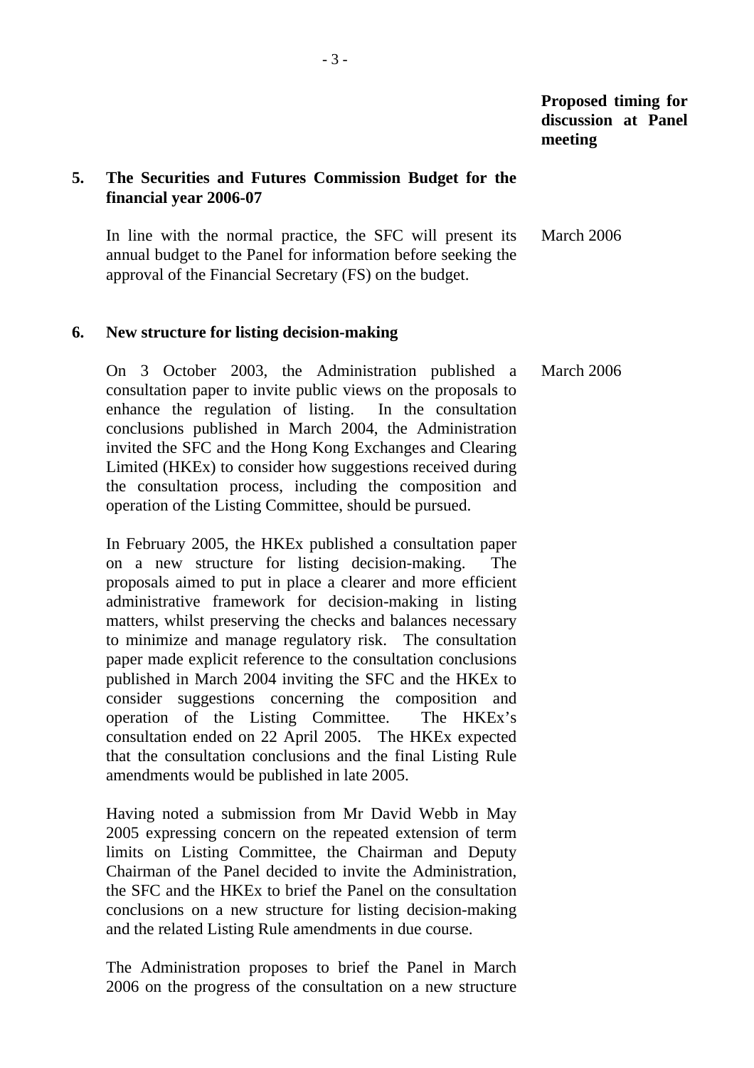**Proposed timing for discussion at Panel meeting**

**5. The Securities and Futures Commission Budget for the financial year 2006-07**

In line with the normal practice, the SFC will present its annual budget to the Panel for information before seeking the approval of the Financial Secretary (FS) on the budget. — March 2006

**6. New structure for listing decision-making**

On 3 October 2003, the Administration published a consultation paper to invite public views on the proposals to enhance the regulation of listing. In the consultation conclusions published in March 2004, the Administration invited the SFC and the Hong Kong Exchanges and Clearing Limited (HKEx) to consider how suggestions received during the consultation process, including the composition and operation of the Listing Committee, should be pursued. — March 2006

In February 2005, the HKEx published a consultation paper on a new structure for listing decision-making. The proposals aimed to put in place a clearer and more efficient administrative framework for decision-making in listing matters, whilst preserving the checks and balances necessary to minimize and manage regulatory risk. The consultation paper made explicit reference to the consultation conclusions published in March 2004 inviting the SFC and the HKEx to consider suggestions concerning the composition and operation of the Listing Committee. The HKEx's consultation ended on 22 April 2005. The HKEx expected that the consultation conclusions and the final Listing Rule amendments would be published in late 2005.

Having noted a submission from Mr David Webb in May 2005 expressing concern on the repeated extension of term limits on Listing Committee, the Chairman and Deputy Chairman of the Panel decided to invite the Administration, the SFC and the HKEx to brief the Panel on the consultation conclusions on a new structure for listing decision-making and the related Listing Rule amendments in due course.

The Administration proposes to brief the Panel in March 2006 on the progress of the consultation on a new structure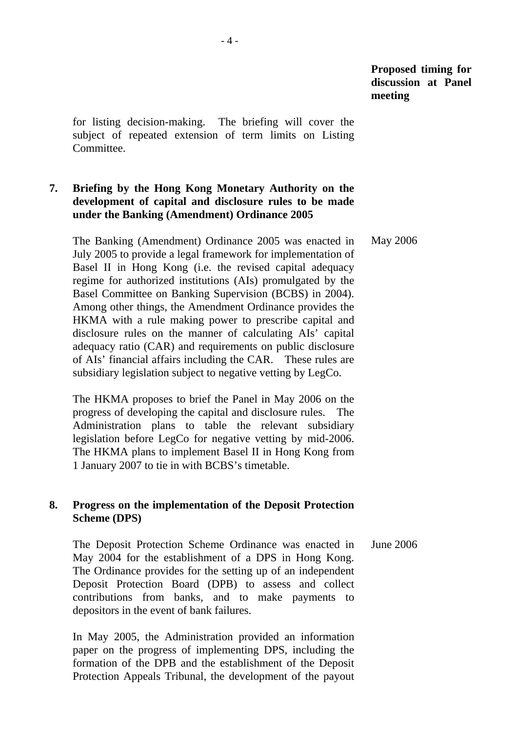**Proposed timing for discussion at Panel meeting**

for listing decision-making. The briefing will cover the subject of repeated extension of term limits on Listing Committee.

**7. Briefing by the Hong Kong Monetary Authority on the development of capital and disclosure rules to be made under the Banking (Amendment) Ordinance 2005**

The Banking (Amendment) Ordinance 2005 was enacted in July 2005 to provide a legal framework for implementation of Basel II in Hong Kong (i.e. the revised capital adequacy regime for authorized institutions (AIs) promulgated by the Basel Committee on Banking Supervision (BCBS) in 2004). Among other things, the Amendment Ordinance provides the HKMA with a rule making power to prescribe capital and disclosure rules on the manner of calculating AIs' capital adequacy ratio (CAR) and requirements on public disclosure of AIs' financial affairs including the CAR. These rules are subsidiary legislation subject to negative vetting by LegCo. — May 2006

The HKMA proposes to brief the Panel in May 2006 on the progress of developing the capital and disclosure rules. The Administration plans to table the relevant subsidiary legislation before LegCo for negative vetting by mid-2006. The HKMA plans to implement Basel II in Hong Kong from 1 January 2007 to tie in with BCBS's timetable.

**8. Progress on the implementation of the Deposit Protection Scheme (DPS)**

The Deposit Protection Scheme Ordinance was enacted in May 2004 for the establishment of a DPS in Hong Kong. The Ordinance provides for the setting up of an independent Deposit Protection Board (DPB) to assess and collect contributions from banks, and to make payments to depositors in the event of bank failures. — June 2006

In May 2005, the Administration provided an information paper on the progress of implementing DPS, including the formation of the DPB and the establishment of the Deposit Protection Appeals Tribunal, the development of the payout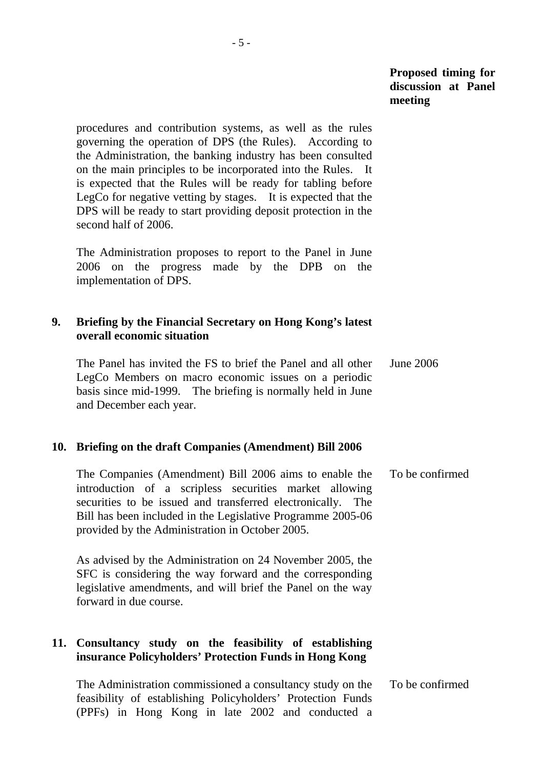**Proposed timing for discussion at Panel meeting**

procedures and contribution systems, as well as the rules governing the operation of DPS (the Rules). According to the Administration, the banking industry has been consulted on the main principles to be incorporated into the Rules. It is expected that the Rules will be ready for tabling before LegCo for negative vetting by stages. It is expected that the DPS will be ready to start providing deposit protection in the second half of 2006.

The Administration proposes to report to the Panel in June 2006 on the progress made by the DPB on the implementation of DPS.

**9. Briefing by the Financial Secretary on Hong Kong's latest overall economic situation**

The Panel has invited the FS to brief the Panel and all other LegCo Members on macro economic issues on a periodic basis since mid-1999. The briefing is normally held in June and December each year. — June 2006

**10. Briefing on the draft Companies (Amendment) Bill 2006**

The Companies (Amendment) Bill 2006 aims to enable the introduction of a scripless securities market allowing securities to be issued and transferred electronically. The Bill has been included in the Legislative Programme 2005-06 provided by the Administration in October 2005. — To be confirmed

As advised by the Administration on 24 November 2005, the SFC is considering the way forward and the corresponding legislative amendments, and will brief the Panel on the way forward in due course.

**11. Consultancy study on the feasibility of establishing insurance Policyholders' Protection Funds in Hong Kong**

The Administration commissioned a consultancy study on the feasibility of establishing Policyholders' Protection Funds (PPFs) in Hong Kong in late 2002 and conducted a — To be confirmed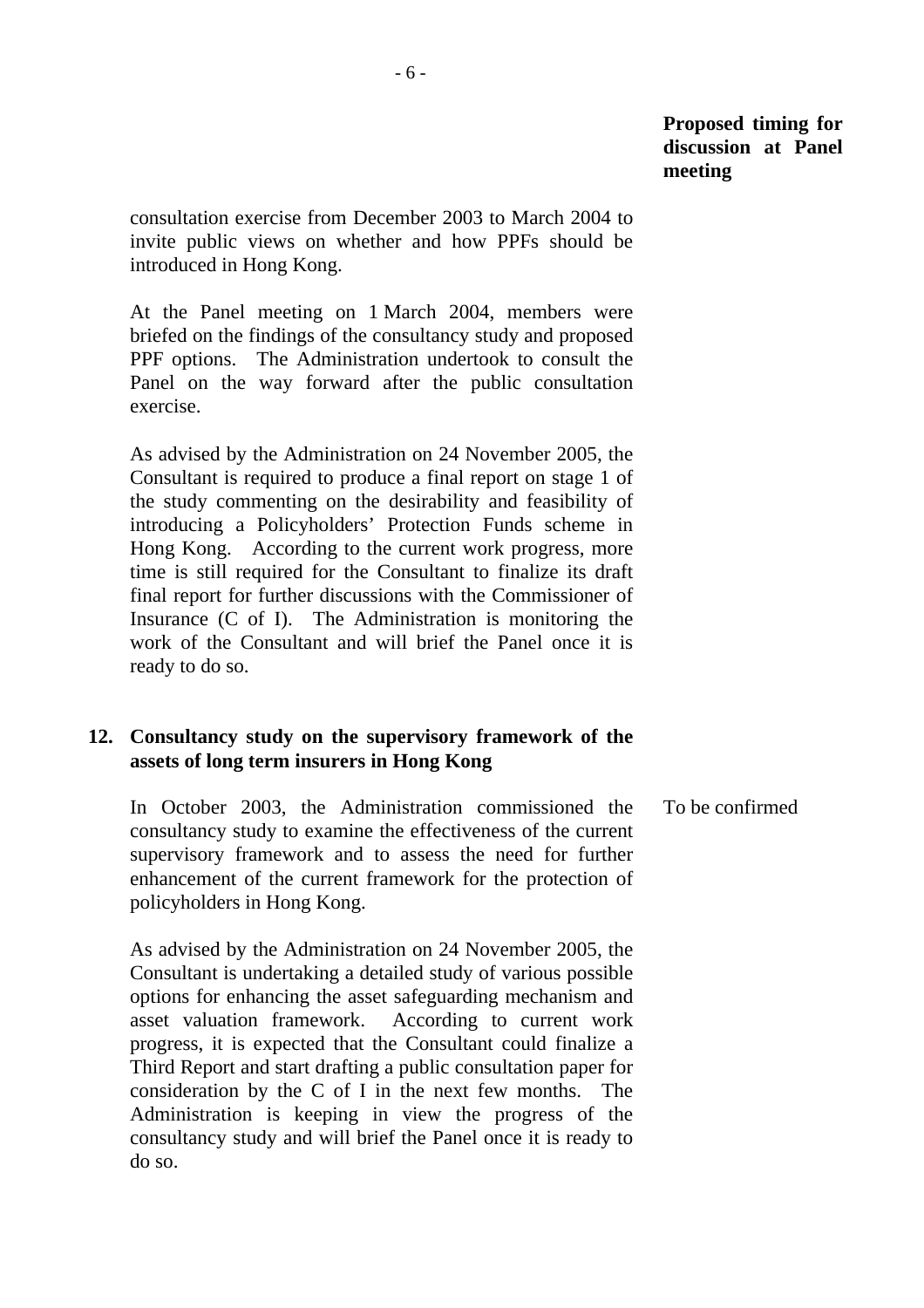**Proposed timing for discussion at Panel meeting**

consultation exercise from December 2003 to March 2004 to invite public views on whether and how PPFs should be introduced in Hong Kong.

At the Panel meeting on 1 March 2004, members were briefed on the findings of the consultancy study and proposed PPF options. The Administration undertook to consult the Panel on the way forward after the public consultation exercise.

As advised by the Administration on 24 November 2005, the Consultant is required to produce a final report on stage 1 of the study commenting on the desirability and feasibility of introducing a Policyholders' Protection Funds scheme in Hong Kong. According to the current work progress, more time is still required for the Consultant to finalize its draft final report for further discussions with the Commissioner of Insurance (C of I). The Administration is monitoring the work of the Consultant and will brief the Panel once it is ready to do so.

**12. Consultancy study on the supervisory framework of the assets of long term insurers in Hong Kong**

In October 2003, the Administration commissioned the consultancy study to examine the effectiveness of the current supervisory framework and to assess the need for further enhancement of the current framework for the protection of policyholders in Hong Kong. — To be confirmed

As advised by the Administration on 24 November 2005, the Consultant is undertaking a detailed study of various possible options for enhancing the asset safeguarding mechanism and asset valuation framework. According to current work progress, it is expected that the Consultant could finalize a Third Report and start drafting a public consultation paper for consideration by the C of I in the next few months. The Administration is keeping in view the progress of the consultancy study and will brief the Panel once it is ready to do so.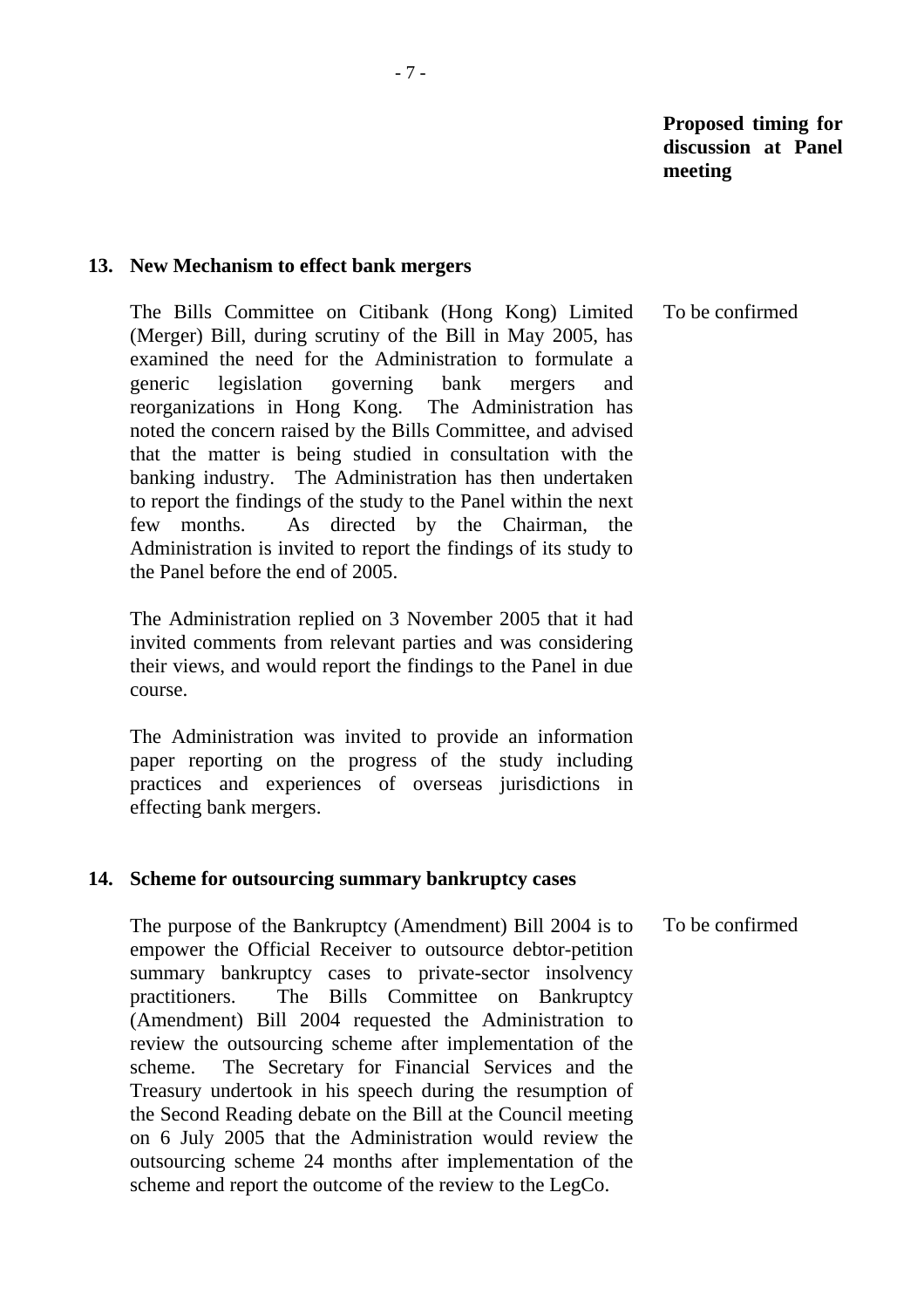**Proposed timing for discussion at Panel meeting**

**13. New Mechanism to effect bank mergers**

The Bills Committee on Citibank (Hong Kong) Limited (Merger) Bill, during scrutiny of the Bill in May 2005, has examined the need for the Administration to formulate a generic legislation governing bank mergers and reorganizations in Hong Kong. The Administration has noted the concern raised by the Bills Committee, and advised that the matter is being studied in consultation with the banking industry. The Administration has then undertaken to report the findings of the study to the Panel within the next few months. As directed by the Chairman, the Administration is invited to report the findings of its study to the Panel before the end of 2005.

To be confirmed

The Administration replied on 3 November 2005 that it had invited comments from relevant parties and was considering their views, and would report the findings to the Panel in due course.

The Administration was invited to provide an information paper reporting on the progress of the study including practices and experiences of overseas jurisdictions in effecting bank mergers.

**14. Scheme for outsourcing summary bankruptcy cases**

The purpose of the Bankruptcy (Amendment) Bill 2004 is to empower the Official Receiver to outsource debtor-petition summary bankruptcy cases to private-sector insolvency practitioners. The Bills Committee on Bankruptcy (Amendment) Bill 2004 requested the Administration to review the outsourcing scheme after implementation of the scheme. The Secretary for Financial Services and the Treasury undertook in his speech during the resumption of the Second Reading debate on the Bill at the Council meeting on 6 July 2005 that the Administration would review the outsourcing scheme 24 months after implementation of the scheme and report the outcome of the review to the LegCo.

To be confirmed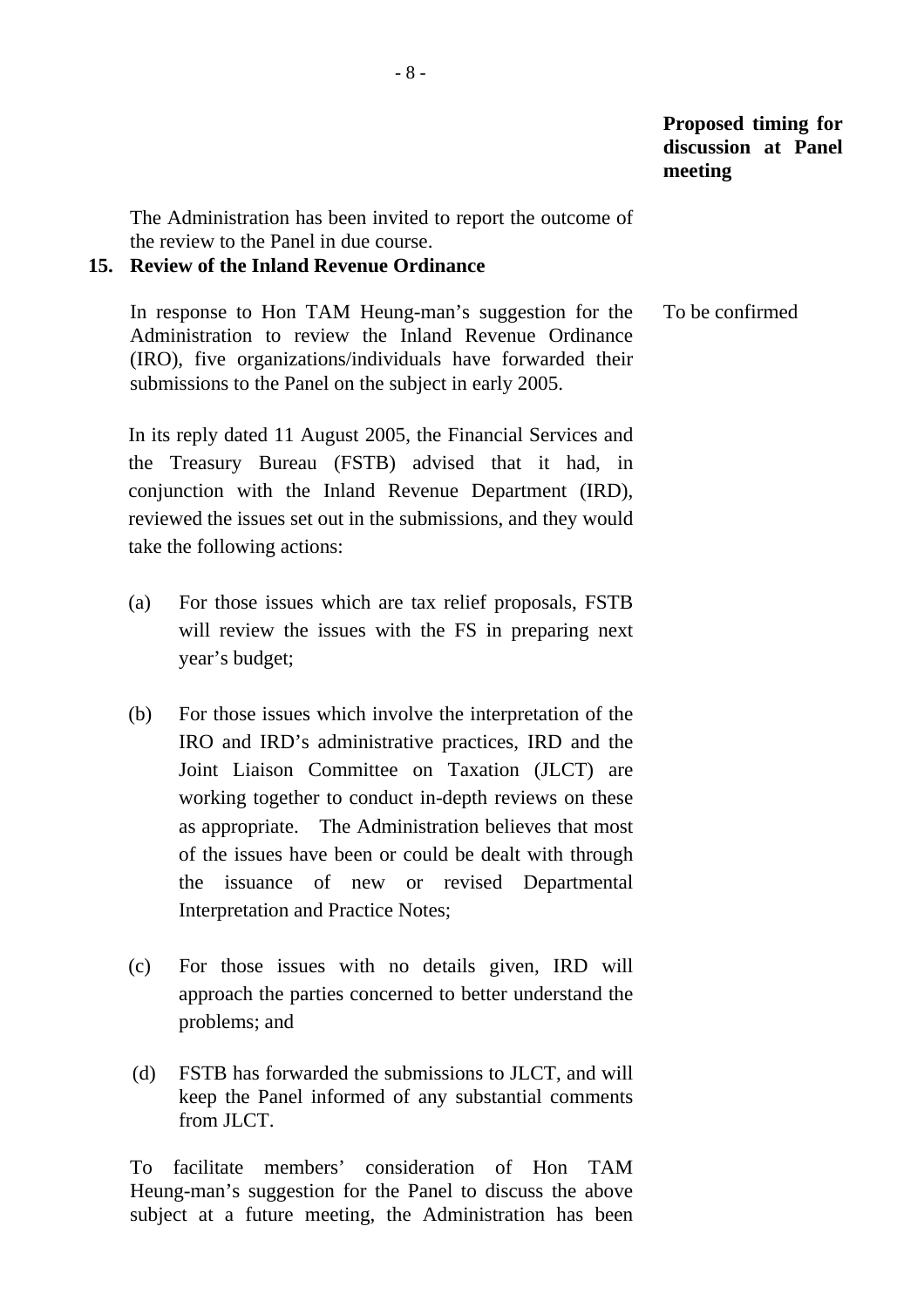**Proposed timing for discussion at Panel meeting**

The Administration has been invited to report the outcome of the review to the Panel in due course.

**15. Review of the Inland Revenue Ordinance**

In response to Hon TAM Heung-man's suggestion for the Administration to review the Inland Revenue Ordinance (IRO), five organizations/individuals have forwarded their submissions to the Panel on the subject in early 2005. — To be confirmed

In its reply dated 11 August 2005, the Financial Services and the Treasury Bureau (FSTB) advised that it had, in conjunction with the Inland Revenue Department (IRD), reviewed the issues set out in the submissions, and they would take the following actions:

(a) For those issues which are tax relief proposals, FSTB will review the issues with the FS in preparing next year's budget;

(b) For those issues which involve the interpretation of the IRO and IRD's administrative practices, IRD and the Joint Liaison Committee on Taxation (JLCT) are working together to conduct in-depth reviews on these as appropriate. The Administration believes that most of the issues have been or could be dealt with through the issuance of new or revised Departmental Interpretation and Practice Notes;

(c) For those issues with no details given, IRD will approach the parties concerned to better understand the problems; and

(d) FSTB has forwarded the submissions to JLCT, and will keep the Panel informed of any substantial comments from JLCT.

To facilitate members' consideration of Hon TAM Heung-man's suggestion for the Panel to discuss the above subject at a future meeting, the Administration has been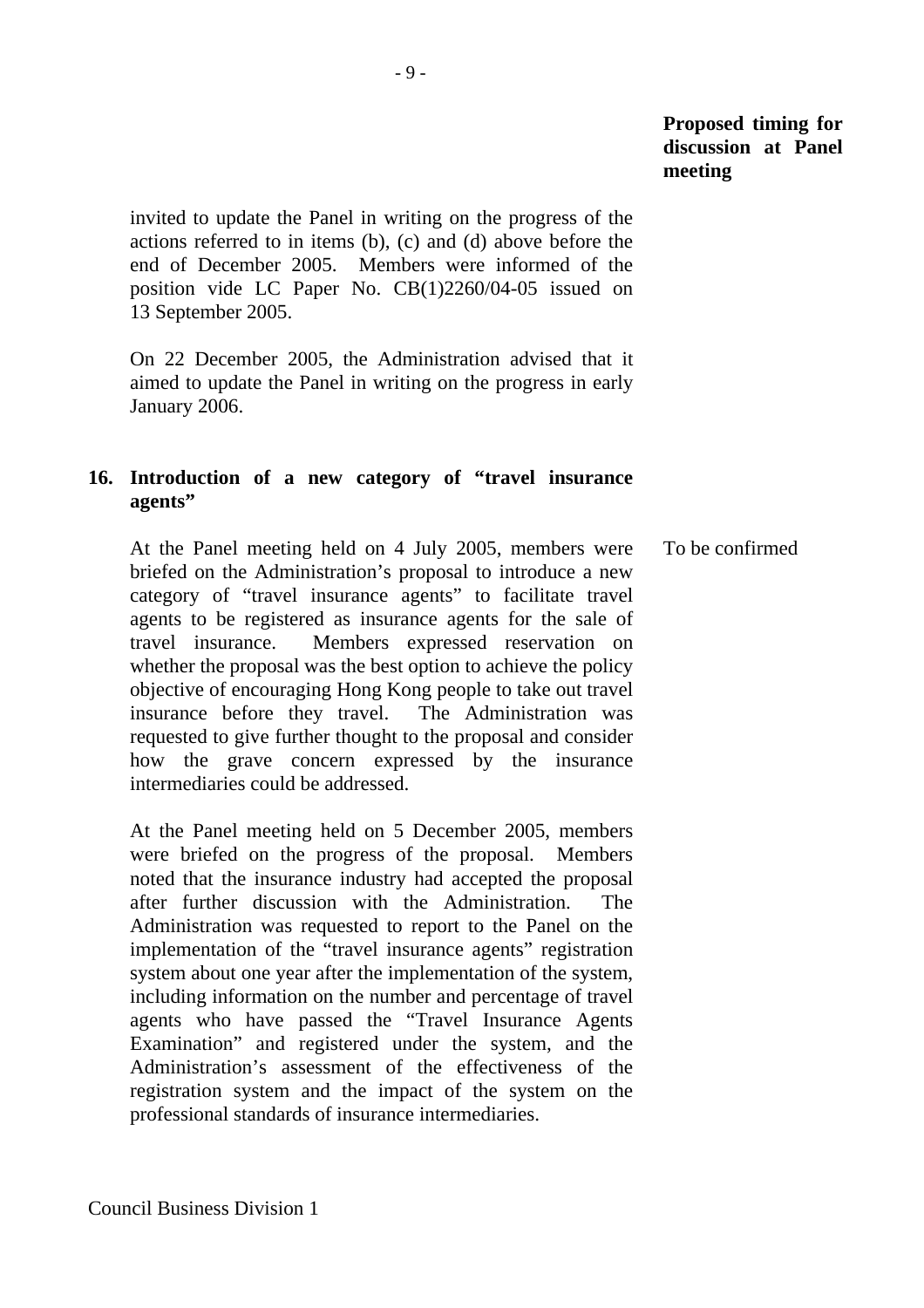**Proposed timing for discussion at Panel meeting**

invited to update the Panel in writing on the progress of the actions referred to in items (b), (c) and (d) above before the end of December 2005. Members were informed of the position vide LC Paper No. CB(1)2260/04-05 issued on 13 September 2005.

On 22 December 2005, the Administration advised that it aimed to update the Panel in writing on the progress in early January 2006.

**16. Introduction of a new category of "travel insurance agents"**

At the Panel meeting held on 4 July 2005, members were briefed on the Administration's proposal to introduce a new category of "travel insurance agents" to facilitate travel agents to be registered as insurance agents for the sale of travel insurance. Members expressed reservation on whether the proposal was the best option to achieve the policy objective of encouraging Hong Kong people to take out travel insurance before they travel. The Administration was requested to give further thought to the proposal and consider how the grave concern expressed by the insurance intermediaries could be addressed.

To be confirmed

At the Panel meeting held on 5 December 2005, members were briefed on the progress of the proposal. Members noted that the insurance industry had accepted the proposal after further discussion with the Administration. The Administration was requested to report to the Panel on the implementation of the "travel insurance agents" registration system about one year after the implementation of the system, including information on the number and percentage of travel agents who have passed the "Travel Insurance Agents Examination" and registered under the system, and the Administration's assessment of the effectiveness of the registration system and the impact of the system on the professional standards of insurance intermediaries.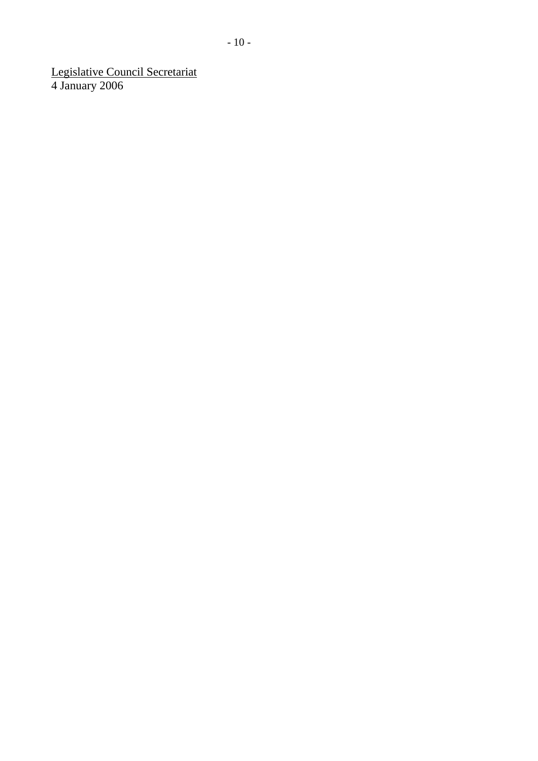Legislative Council Secretariat
4 January 2006